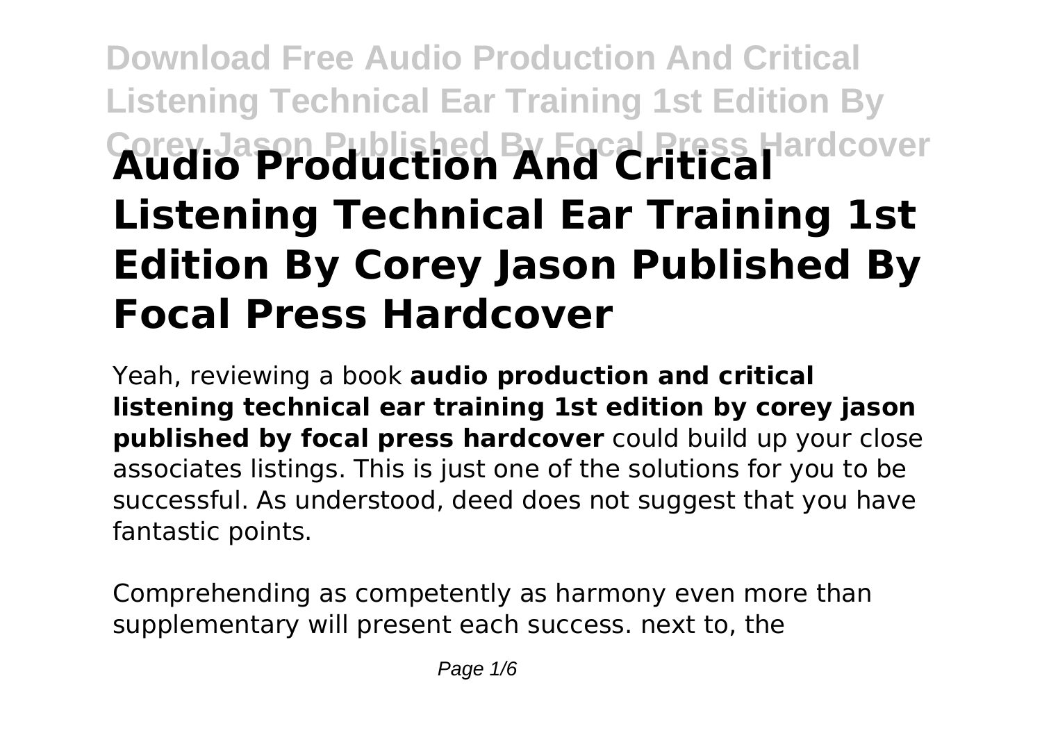# Download Free Audio Production And Critical Listening Technical Ear Training 1st Edition By Corey Jason Published By Focal Press Hardcover

# Audio Production And Critical Listening Technical Ear Training 1st Edition By Corey Jason Published By Focal Press Hardcover

Yeah, reviewing a book **audio production and critical listening technical ear training 1st edition by corey jason published by focal press hardcover** could build up your close associates listings. This is just one of the solutions for you to be successful. As understood, deed does not suggest that you have fantastic points.

Comprehending as competently as harmony even more than supplementary will present each success. next to, the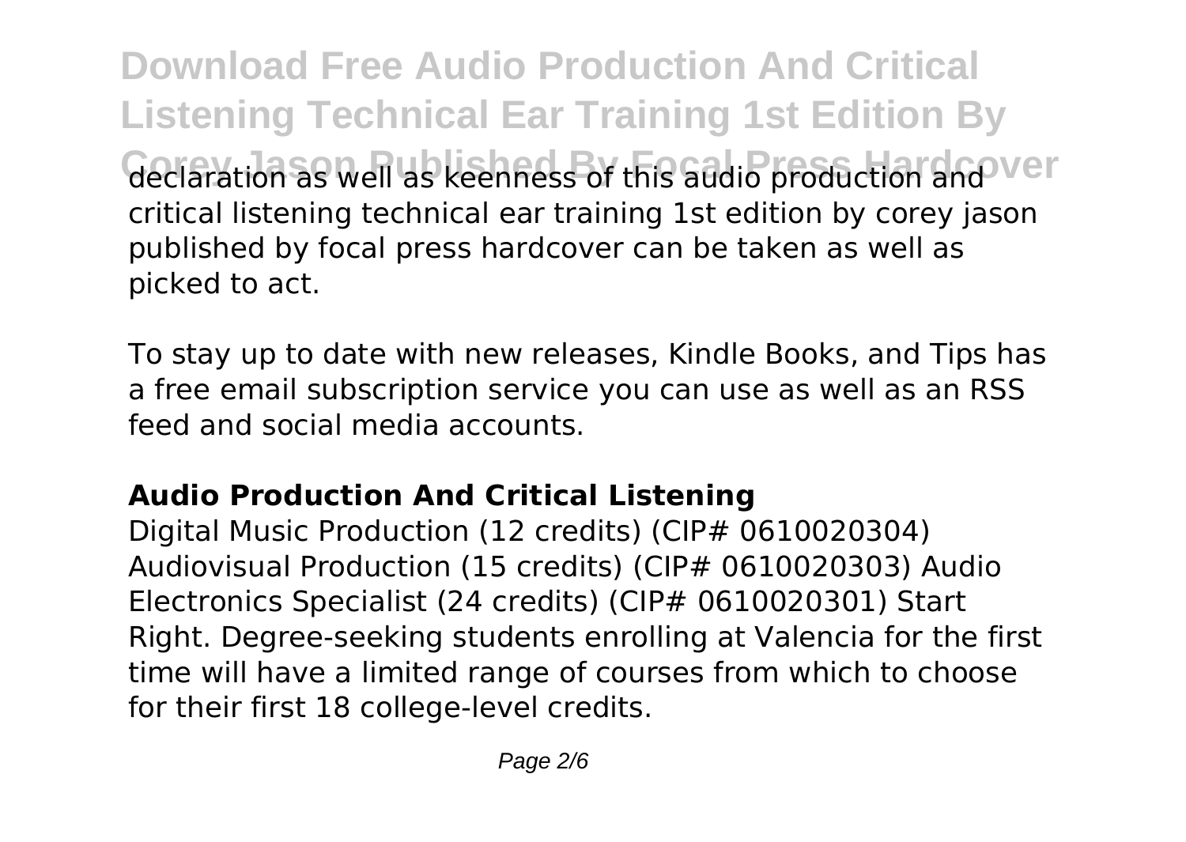declaration as well as keenness of this audio production and critical listening technical ear training 1st edition by corey jason published by focal press hardcover can be taken as well as picked to act.

To stay up to date with new releases, Kindle Books, and Tips has a free email subscription service you can use as well as an RSS feed and social media accounts.

## Audio Production And Critical Listening

Digital Music Production (12 credits) (CIP# 0610020304) Audiovisual Production (15 credits) (CIP# 0610020303) Audio Electronics Specialist (24 credits) (CIP# 0610020301) Start Right. Degree-seeking students enrolling at Valencia for the first time will have a limited range of courses from which to choose for their first 18 college-level credits.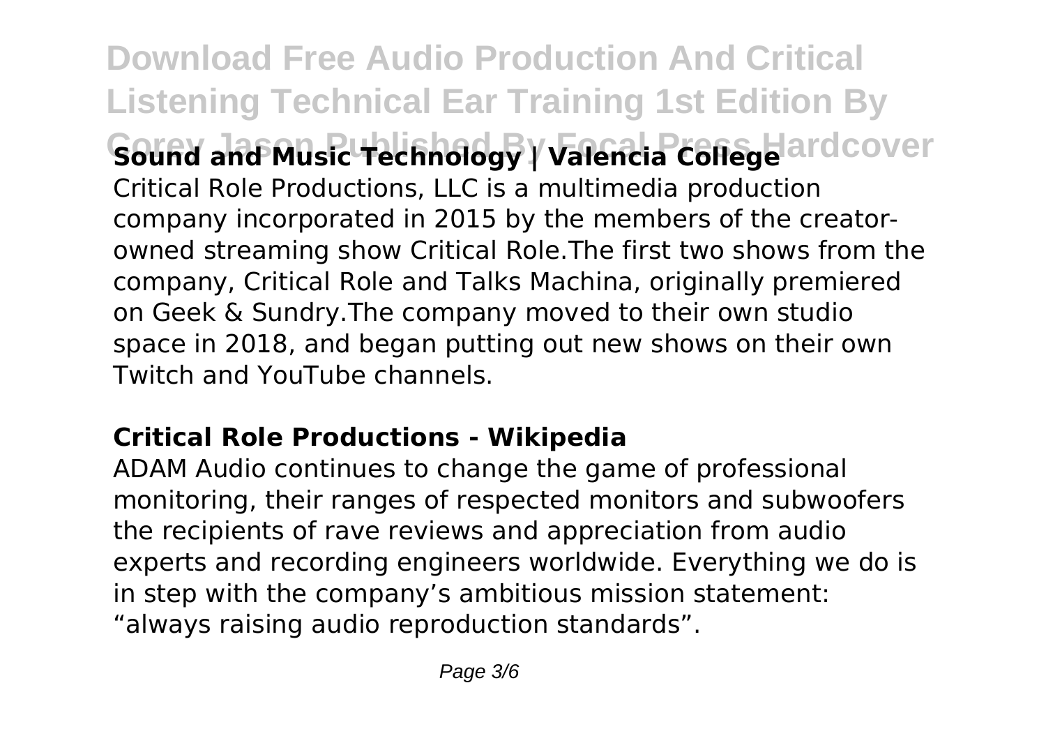**Sound and Music Technology | Valencia College**

Critical Role Productions, LLC is a multimedia production company incorporated in 2015 by the members of the creator-owned streaming show Critical Role.The first two shows from the company, Critical Role and Talks Machina, originally premiered on Geek & Sundry.The company moved to their own studio space in 2018, and began putting out new shows on their own Twitch and YouTube channels.

**Critical Role Productions - Wikipedia**

ADAM Audio continues to change the game of professional monitoring, their ranges of respected monitors and subwoofers the recipients of rave reviews and appreciation from audio experts and recording engineers worldwide. Everything we do is in step with the company's ambitious mission statement: "always raising audio reproduction standards".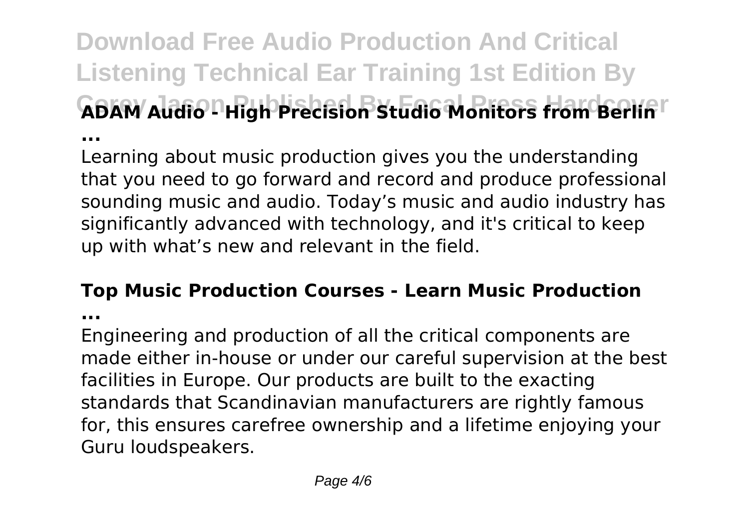**ADAM Audio - High Precision Studio Monitors from Berlin ...**

Learning about music production gives you the understanding that you need to go forward and record and produce professional sounding music and audio. Today's music and audio industry has significantly advanced with technology, and it's critical to keep up with what's new and relevant in the field.

**Top Music Production Courses - Learn Music Production ...**

Engineering and production of all the critical components are made either in-house or under our careful supervision at the best facilities in Europe. Our products are built to the exacting standards that Scandinavian manufacturers are rightly famous for, this ensures carefree ownership and a lifetime enjoying your Guru loudspeakers.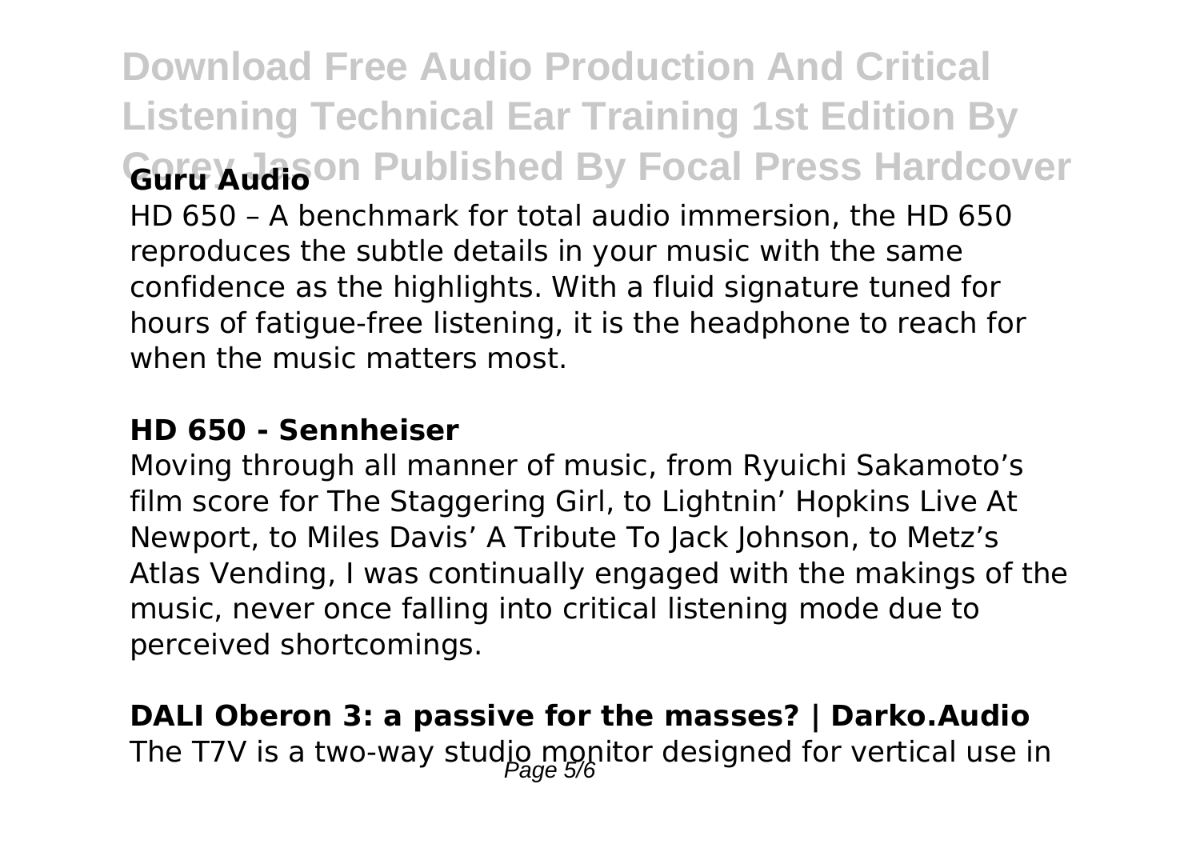**Guru Audio**

HD 650 – A benchmark for total audio immersion, the HD 650 reproduces the subtle details in your music with the same confidence as the highlights. With a fluid signature tuned for hours of fatigue-free listening, it is the headphone to reach for when the music matters most.

**HD 650 - Sennheiser**

Moving through all manner of music, from Ryuichi Sakamoto's film score for The Staggering Girl, to Lightnin' Hopkins Live At Newport, to Miles Davis' A Tribute To Jack Johnson, to Metz's Atlas Vending, I was continually engaged with the makings of the music, never once falling into critical listening mode due to perceived shortcomings.

**DALI Oberon 3: a passive for the masses? | Darko.Audio**

The T7V is a two-way studio monitor designed for vertical use in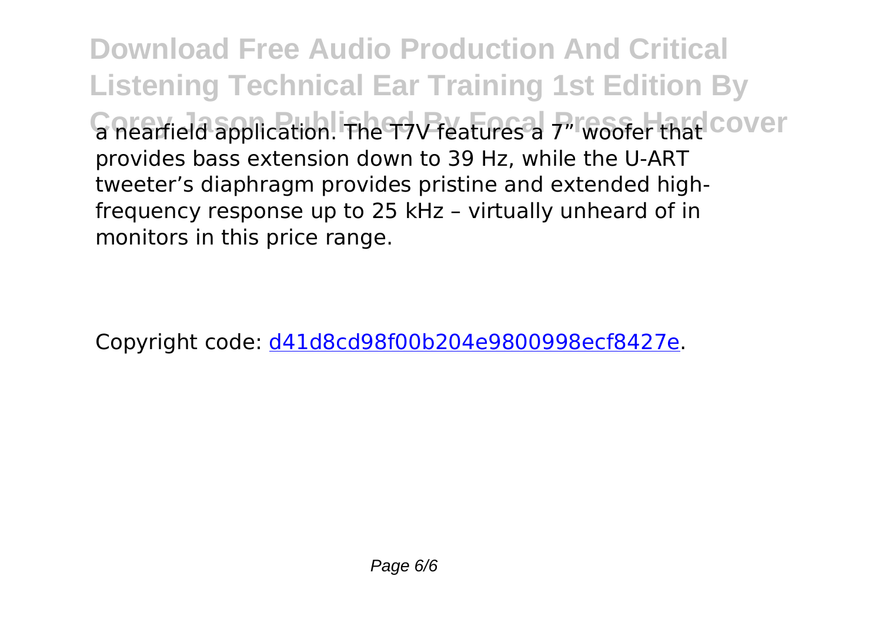a nearfield application. The T7V features a 7” woofer that provides bass extension down to 39 Hz, while the U-ART tweeter’s diaphragm provides pristine and extended high-frequency response up to 25 kHz – virtually unheard of in monitors in this price range.

Copyright code: d41d8cd98f00b204e9800998ecf8427e.